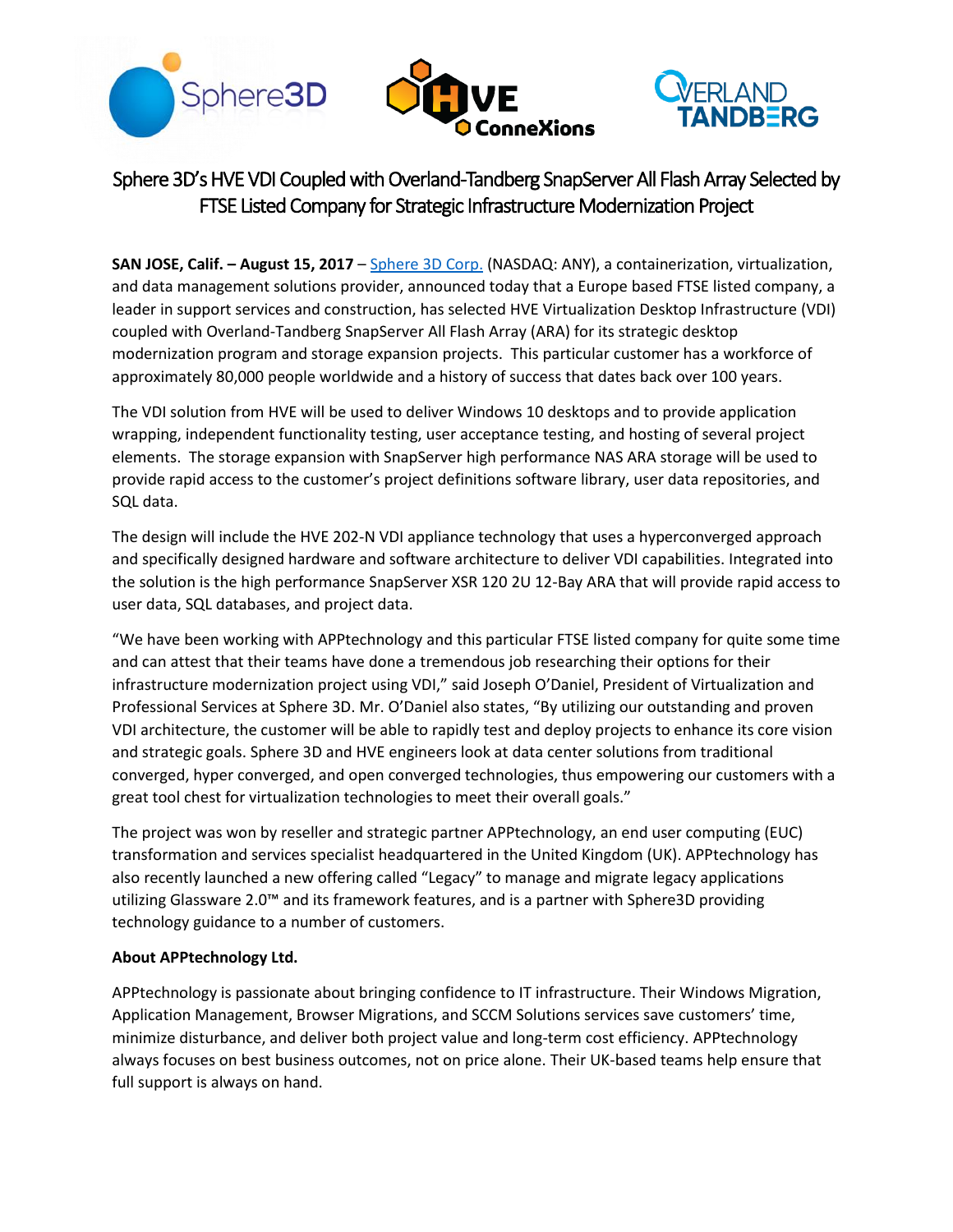# Sphere 3D's HVE VDI Coupled with Overland-Tandberg SnapServer All Flash Array Selected by FTSE Listed Company for Strategic Infrastructure Modernization Project

**SAN JOSE, Calif. – August 15, 2017** – Sphere 3D Corp. (NASDAQ: ANY), a containerization, virtualization, and data management solutions provider, announced today that a Europe based FTSE listed company, a leader in support services and construction, has selected HVE Virtualization Desktop Infrastructure (VDI) coupled with Overland-Tandberg SnapServer All Flash Array (ARA) for its strategic desktop modernization program and storage expansion projects. This particular customer has a workforce of approximately 80,000 people worldwide and a history of success that dates back over 100 years.

The VDI solution from HVE will be used to deliver Windows 10 desktops and to provide application wrapping, independent functionality testing, user acceptance testing, and hosting of several project elements. The storage expansion with SnapServer high performance NAS ARA storage will be used to provide rapid access to the customer's project definitions software library, user data repositories, and SQL data.

The design will include the HVE 202-N VDI appliance technology that uses a hyperconverged approach and specifically designed hardware and software architecture to deliver VDI capabilities. Integrated into the solution is the high performance SnapServer XSR 120 2U 12-Bay ARA that will provide rapid access to user data, SQL databases, and project data.

"We have been working with APPtechnology and this particular FTSE listed company for quite some time and can attest that their teams have done a tremendous job researching their options for their infrastructure modernization project using VDI," said Joseph O'Daniel, President of Virtualization and Professional Services at Sphere 3D. Mr. O'Daniel also states, "By utilizing our outstanding and proven VDI architecture, the customer will be able to rapidly test and deploy projects to enhance its core vision and strategic goals. Sphere 3D and HVE engineers look at data center solutions from traditional converged, hyper converged, and open converged technologies, thus empowering our customers with a great tool chest for virtualization technologies to meet their overall goals."

The project was won by reseller and strategic partner APPtechnology, an end user computing (EUC) transformation and services specialist headquartered in the United Kingdom (UK). APPtechnology has also recently launched a new offering called "Legacy" to manage and migrate legacy applications utilizing Glassware 2.0™ and its framework features, and is a partner with Sphere3D providing technology guidance to a number of customers.

**About APPtechnology Ltd.**

APPtechnology is passionate about bringing confidence to IT infrastructure. Their Windows Migration, Application Management, Browser Migrations, and SCCM Solutions services save customers' time, minimize disturbance, and deliver both project value and long-term cost efficiency. APPtechnology always focuses on best business outcomes, not on price alone. Their UK-based teams help ensure that full support is always on hand.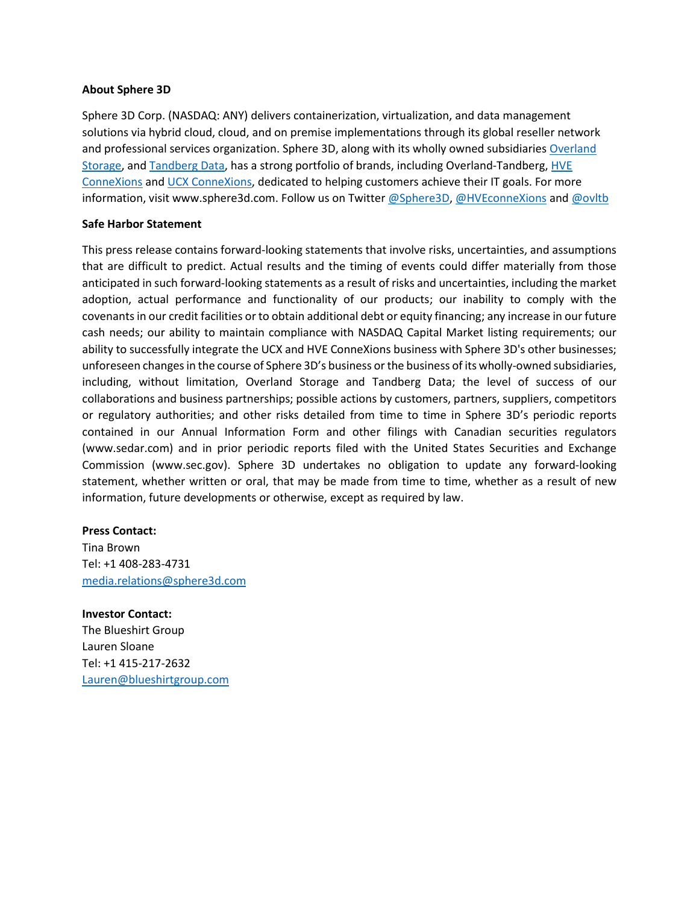**About Sphere 3D**

Sphere 3D Corp. (NASDAQ: ANY) delivers containerization, virtualization, and data management solutions via hybrid cloud, cloud, and on premise implementations through its global reseller network and professional services organization. Sphere 3D, along with its wholly owned subsidiaries Overland Storage, and Tandberg Data, has a strong portfolio of brands, including Overland-Tandberg, HVE ConneXions and UCX ConneXions, dedicated to helping customers achieve their IT goals. For more information, visit www.sphere3d.com. Follow us on Twitter @Sphere3D, @HVEconneXions and @ovltb

**Safe Harbor Statement**

This press release contains forward-looking statements that involve risks, uncertainties, and assumptions that are difficult to predict. Actual results and the timing of events could differ materially from those anticipated in such forward-looking statements as a result of risks and uncertainties, including the market adoption, actual performance and functionality of our products; our inability to comply with the covenants in our credit facilities or to obtain additional debt or equity financing; any increase in our future cash needs; our ability to maintain compliance with NASDAQ Capital Market listing requirements; our ability to successfully integrate the UCX and HVE ConneXions business with Sphere 3D's other businesses; unforeseen changes in the course of Sphere 3D's business or the business of its wholly-owned subsidiaries, including, without limitation, Overland Storage and Tandberg Data; the level of success of our collaborations and business partnerships; possible actions by customers, partners, suppliers, competitors or regulatory authorities; and other risks detailed from time to time in Sphere 3D's periodic reports contained in our Annual Information Form and other filings with Canadian securities regulators (www.sedar.com) and in prior periodic reports filed with the United States Securities and Exchange Commission (www.sec.gov). Sphere 3D undertakes no obligation to update any forward-looking statement, whether written or oral, that may be made from time to time, whether as a result of new information, future developments or otherwise, except as required by law.

**Press Contact:**
Tina Brown
Tel: +1 408-283-4731
media.relations@sphere3d.com

**Investor Contact:**
The Blueshirt Group
Lauren Sloane
Tel: +1 415-217-2632
Lauren@blueshirtgroup.com